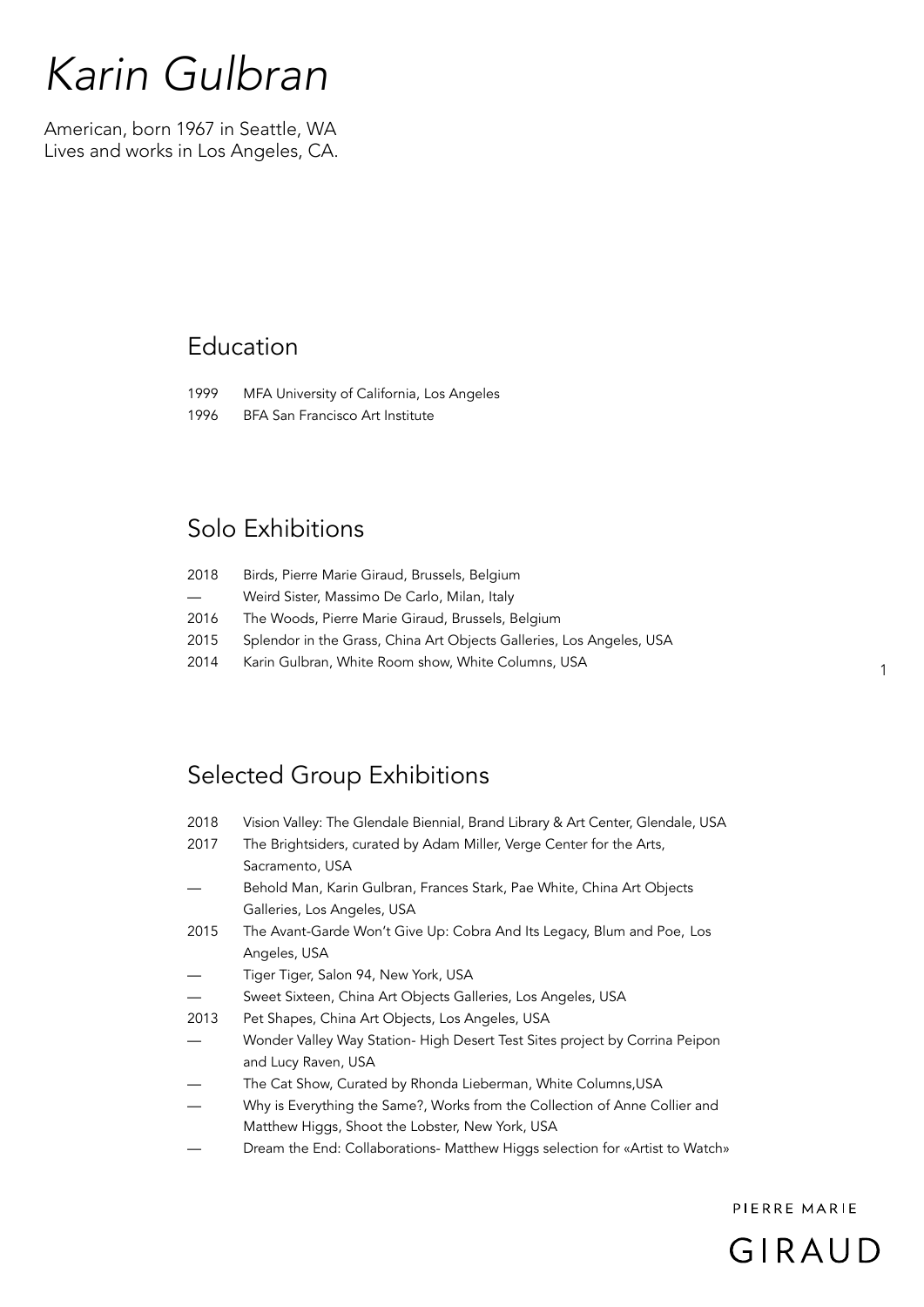# *Karin Gulbran*

American, born 1967 in Seattle, WA
Lives and works in Los Angeles, CA.

## Education

1999 MFA University of California, Los Angeles
1996 BFA San Francisco Art Institute

## Solo Exhibitions

2018 Birds, Pierre Marie Giraud, Brussels, Belgium
— Weird Sister, Massimo De Carlo, Milan, Italy
2016 The Woods, Pierre Marie Giraud, Brussels, Belgium
2015 Splendor in the Grass, China Art Objects Galleries, Los Angeles, USA
2014 Karin Gulbran, White Room show, White Columns, USA

## Selected Group Exhibitions

2018 Vision Valley: The Glendale Biennial, Brand Library & Art Center, Glendale, USA
2017 The Brightsiders, curated by Adam Miller, Verge Center for the Arts, Sacramento, USA
— Behold Man, Karin Gulbran, Frances Stark, Pae White, China Art Objects Galleries, Los Angeles, USA
2015 The Avant-Garde Won't Give Up: Cobra And Its Legacy, Blum and Poe, Los Angeles, USA
— Tiger Tiger, Salon 94, New York, USA
— Sweet Sixteen, China Art Objects Galleries, Los Angeles, USA
2013 Pet Shapes, China Art Objects, Los Angeles, USA
— Wonder Valley Way Station- High Desert Test Sites project by Corrina Peipon and Lucy Raven, USA
— The Cat Show, Curated by Rhonda Lieberman, White Columns,USA
— Why is Everything the Same?, Works from the Collection of Anne Collier and Matthew Higgs, Shoot the Lobster, New York, USA
— Dream the End: Collaborations- Matthew Higgs selection for «Artist to Watch»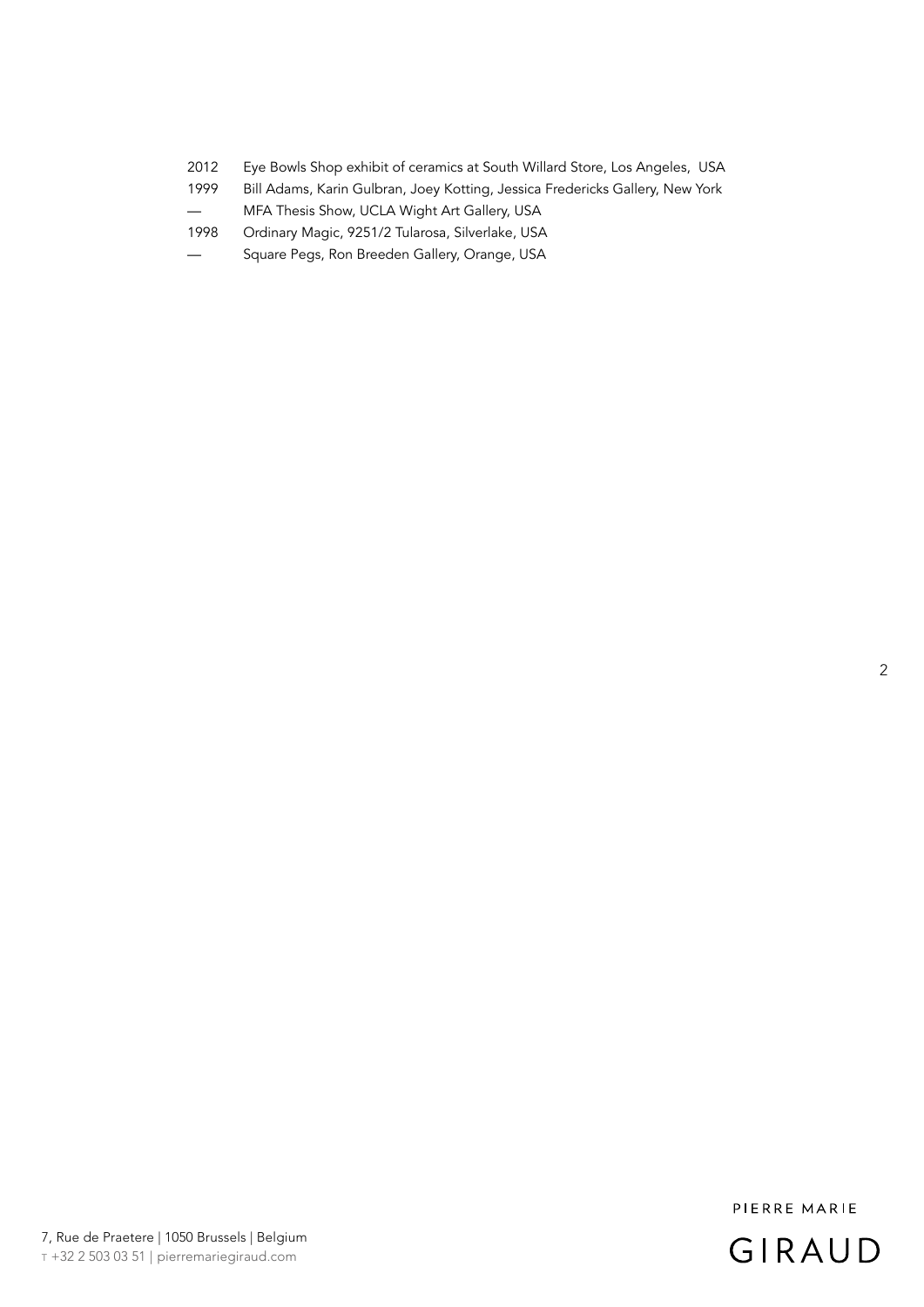| | |
|---|---|
| 2012 | Eye Bowls Shop exhibit of ceramics at South Willard Store, Los Angeles, USA |
| 1999 | Bill Adams, Karin Gulbran, Joey Kotting, Jessica Fredericks Gallery, New York |
| — | MFA Thesis Show, UCLA Wight Art Gallery, USA |
| 1998 | Ordinary Magic, 9251/2 Tularosa, Silverlake, USA |
| — | Square Pegs, Ron Breeden Gallery, Orange, USA |

7, Rue de Praetere | 1050 Brussels | Belgium
T +32 2 503 03 51 | pierremariegiraud.com

PIERRE MARIE
GIRAUD